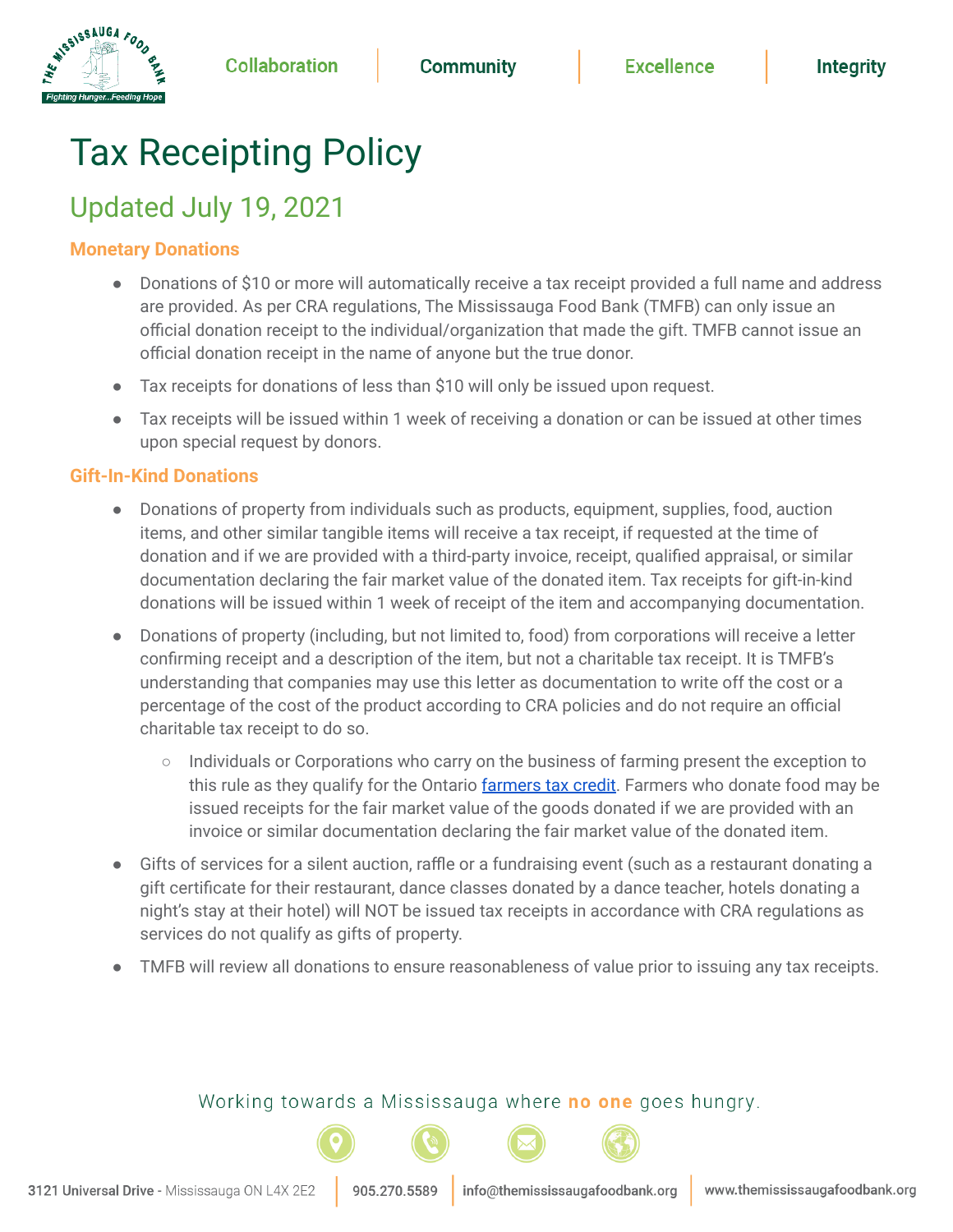# Tax Receipting Policy

## Updated July 19, 2021

### Monetary Donations

- Donations of $10 or more will automatically receive a tax receipt provided a full name and address are provided. As per CRA regulations, The Mississauga Food Bank (TMFB) can only issue an official donation receipt to the individual/organization that made the gift. TMFB cannot issue an official donation receipt in the name of anyone but the true donor.
- Tax receipts for donations of less than $10 will only be issued upon request.
- Tax receipts will be issued within 1 week of receiving a donation or can be issued at other times upon special request by donors.

### Gift-In-Kind Donations

- Donations of property from individuals such as products, equipment, supplies, food, auction items, and other similar tangible items will receive a tax receipt, if requested at the time of donation and if we are provided with a third-party invoice, receipt, qualified appraisal, or similar documentation declaring the fair market value of the donated item. Tax receipts for gift-in-kind donations will be issued within 1 week of receipt of the item and accompanying documentation.
- Donations of property (including, but not limited to, food) from corporations will receive a letter confirming receipt and a description of the item, but not a charitable tax receipt. It is TMFB's understanding that companies may use this letter as documentation to write off the cost or a percentage of the cost of the product according to CRA policies and do not require an official charitable tax receipt to do so.
  - Individuals or Corporations who carry on the business of farming present the exception to this rule as they qualify for the Ontario farmers tax credit. Farmers who donate food may be issued receipts for the fair market value of the goods donated if we are provided with an invoice or similar documentation declaring the fair market value of the donated item.
- Gifts of services for a silent auction, raffle or a fundraising event (such as a restaurant donating a gift certificate for their restaurant, dance classes donated by a dance teacher, hotels donating a night's stay at their hotel) will NOT be issued tax receipts in accordance with CRA regulations as services do not qualify as gifts of property.
- TMFB will review all donations to ensure reasonableness of value prior to issuing any tax receipts.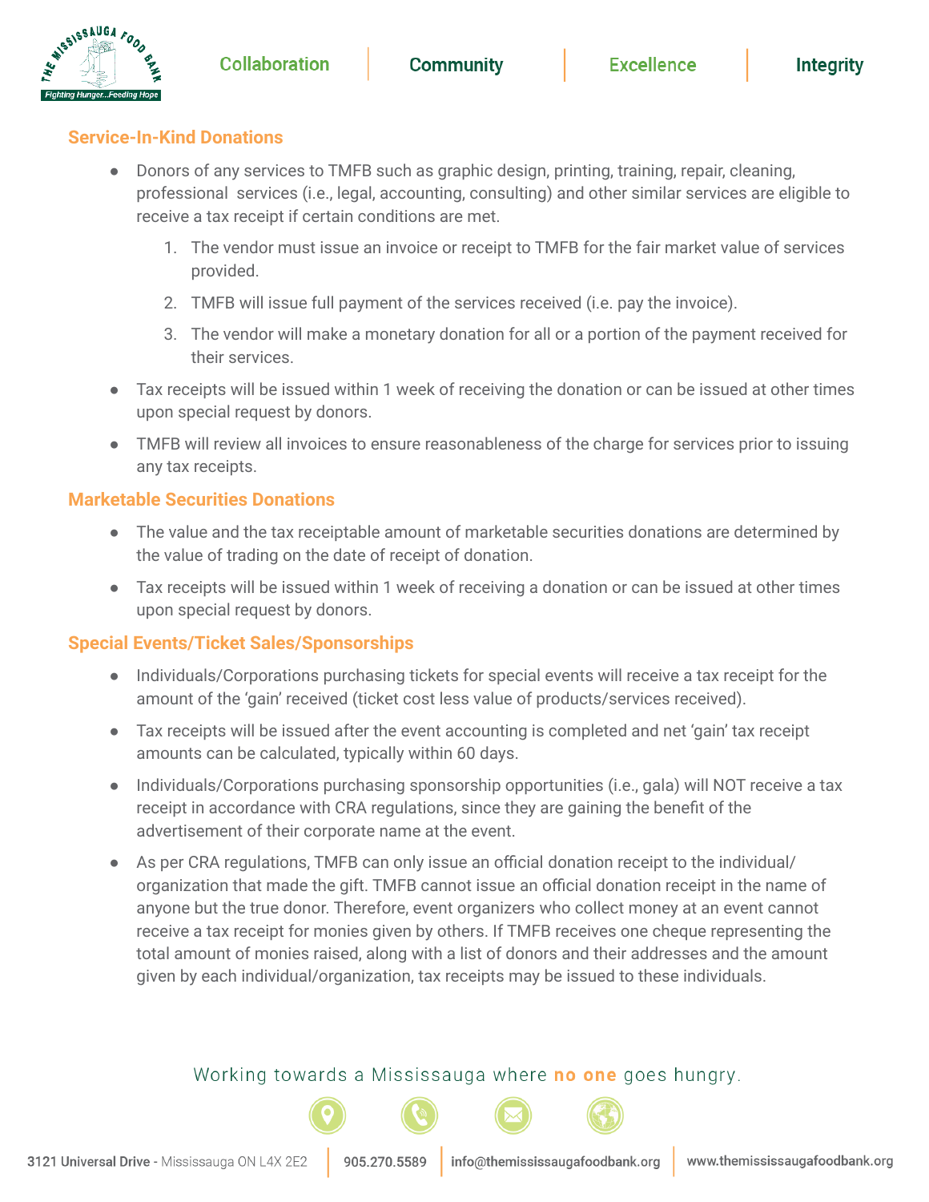## Service-In-Kind Donations

- Donors of any services to TMFB such as graphic design, printing, training, repair, cleaning, professional services (i.e., legal, accounting, consulting) and other similar services are eligible to receive a tax receipt if certain conditions are met.
  1. The vendor must issue an invoice or receipt to TMFB for the fair market value of services provided.
  2. TMFB will issue full payment of the services received (i.e. pay the invoice).
  3. The vendor will make a monetary donation for all or a portion of the payment received for their services.
- Tax receipts will be issued within 1 week of receiving the donation or can be issued at other times upon special request by donors.
- TMFB will review all invoices to ensure reasonableness of the charge for services prior to issuing any tax receipts.

## Marketable Securities Donations

- The value and the tax receiptable amount of marketable securities donations are determined by the value of trading on the date of receipt of donation.
- Tax receipts will be issued within 1 week of receiving a donation or can be issued at other times upon special request by donors.

## Special Events/Ticket Sales/Sponsorships

- Individuals/Corporations purchasing tickets for special events will receive a tax receipt for the amount of the 'gain' received (ticket cost less value of products/services received).
- Tax receipts will be issued after the event accounting is completed and net 'gain' tax receipt amounts can be calculated, typically within 60 days.
- Individuals/Corporations purchasing sponsorship opportunities (i.e., gala) will NOT receive a tax receipt in accordance with CRA regulations, since they are gaining the benefit of the advertisement of their corporate name at the event.
- As per CRA regulations, TMFB can only issue an official donation receipt to the individual/organization that made the gift. TMFB cannot issue an official donation receipt in the name of anyone but the true donor. Therefore, event organizers who collect money at an event cannot receive a tax receipt for monies given by others. If TMFB receives one cheque representing the total amount of monies raised, along with a list of donors and their addresses and the amount given by each individual/organization, tax receipts may be issued to these individuals.